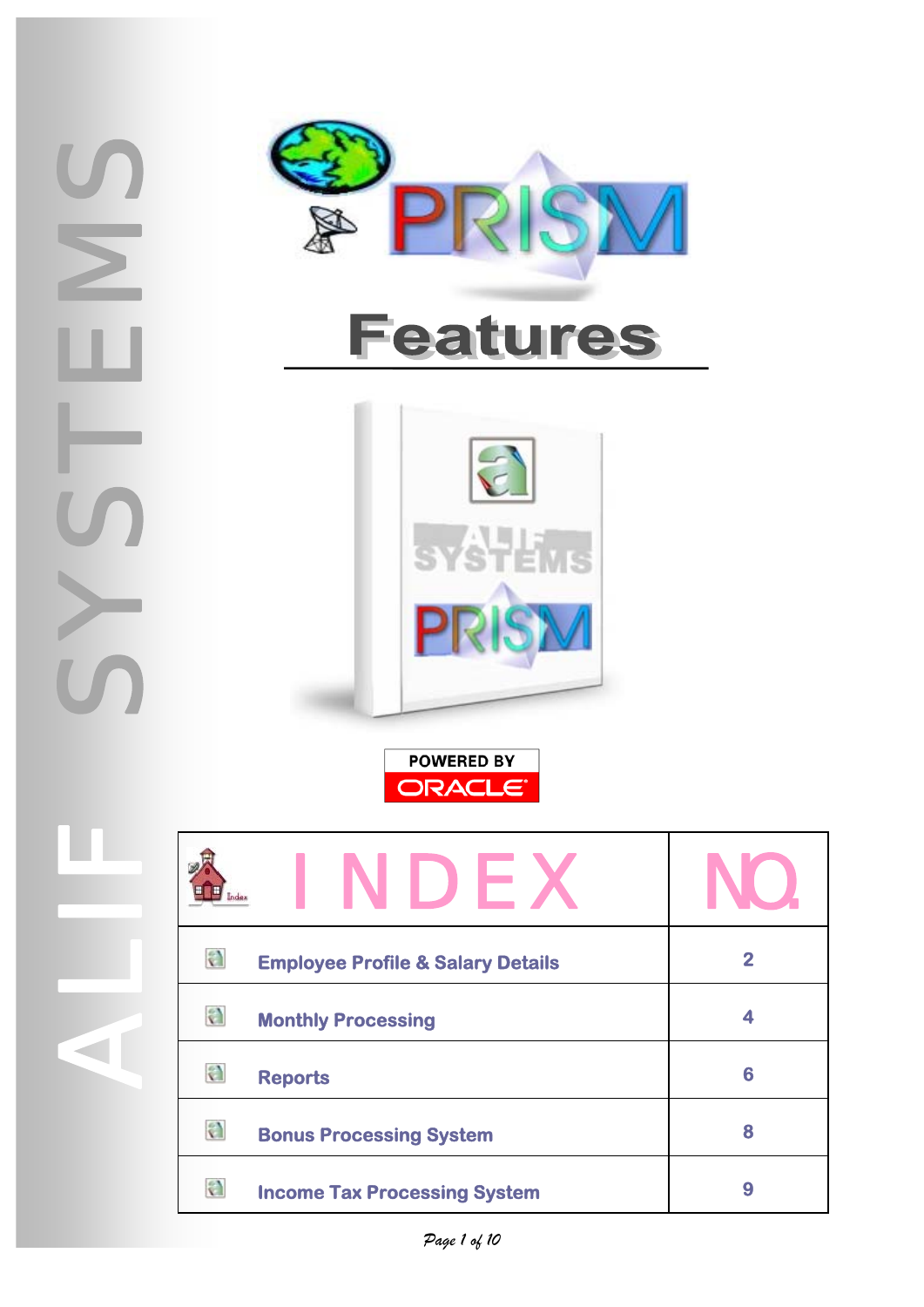# PRISM

## Features

POWERED BY ORACLE

| INDEX | NO. |
| --- | --- |
| **Employee Profile & Salary Details** | 2 |
| **Monthly Processing** | 4 |
| **Reports** | 6 |
| **Bonus Processing System** | 8 |
| **Income Tax Processing System** | 9 |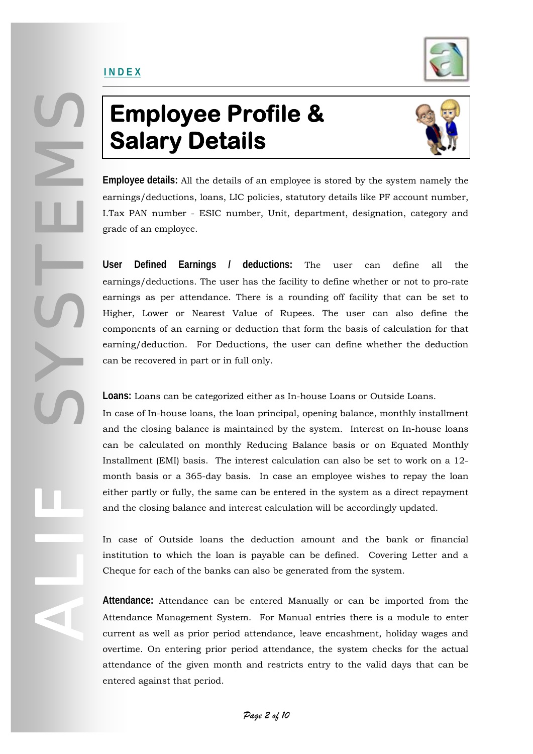# Employee Profile & Salary Details

**Employee details:** All the details of an employee is stored by the system namely the earnings/deductions, loans, LIC policies, statutory details like PF account number, I.Tax PAN number - ESIC number, Unit, department, designation, category and grade of an employee.

**User Defined Earnings / deductions:** The user can define all the earnings/deductions. The user has the facility to define whether or not to pro-rate earnings as per attendance. There is a rounding off facility that can be set to Higher, Lower or Nearest Value of Rupees. The user can also define the components of an earning or deduction that form the basis of calculation for that earning/deduction. For Deductions, the user can define whether the deduction can be recovered in part or in full only.

**Loans:** Loans can be categorized either as In-house Loans or Outside Loans.

In case of In-house loans, the loan principal, opening balance, monthly installment and the closing balance is maintained by the system. Interest on In-house loans can be calculated on monthly Reducing Balance basis or on Equated Monthly Installment (EMI) basis. The interest calculation can also be set to work on a 12-month basis or a 365-day basis. In case an employee wishes to repay the loan either partly or fully, the same can be entered in the system as a direct repayment and the closing balance and interest calculation will be accordingly updated.

In case of Outside loans the deduction amount and the bank or financial institution to which the loan is payable can be defined. Covering Letter and a Cheque for each of the banks can also be generated from the system.

**Attendance:** Attendance can be entered Manually or can be imported from the Attendance Management System. For Manual entries there is a module to enter current as well as prior period attendance, leave encashment, holiday wages and overtime. On entering prior period attendance, the system checks for the actual attendance of the given month and restricts entry to the valid days that can be entered against that period.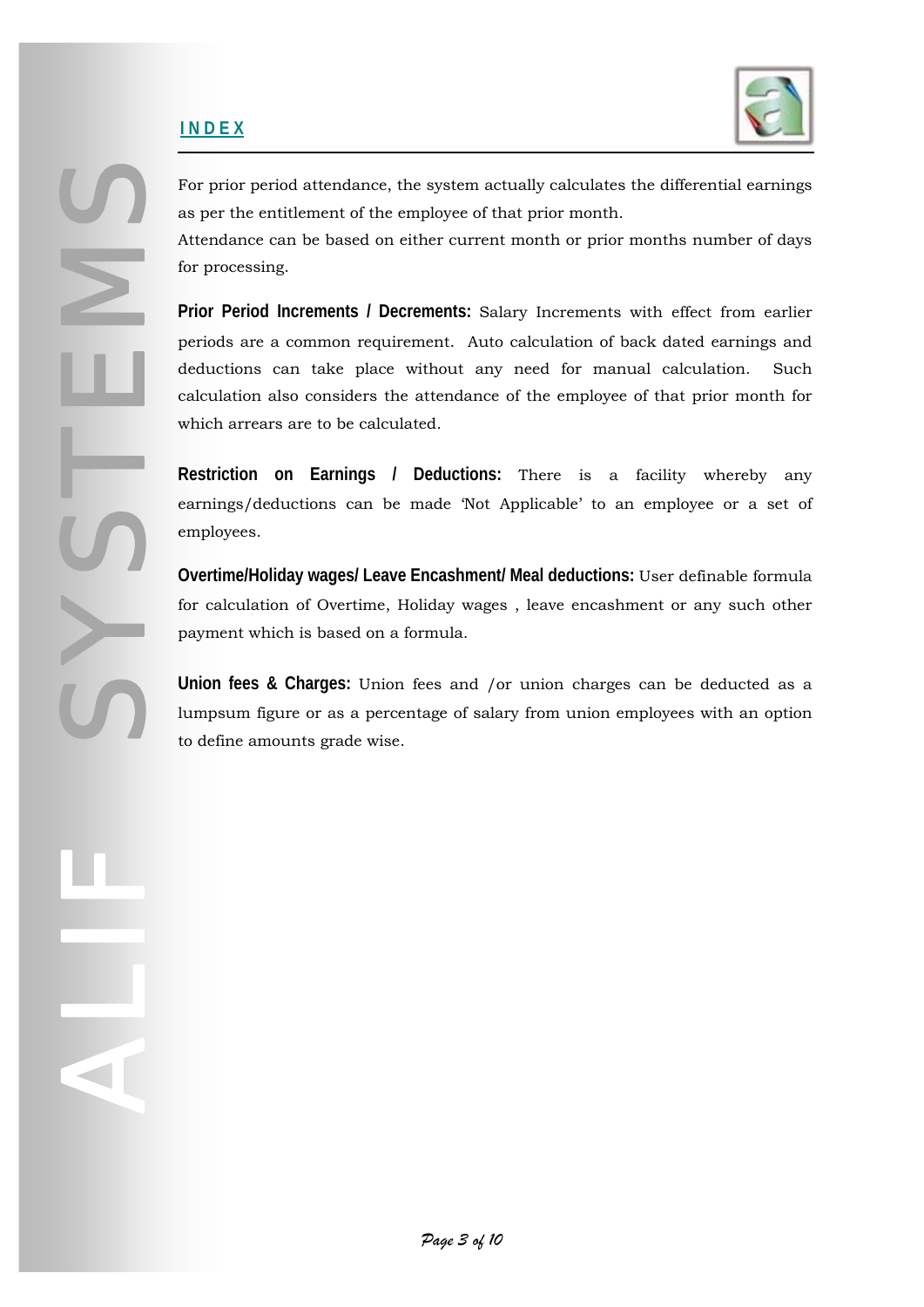For prior period attendance, the system actually calculates the differential earnings as per the entitlement of the employee of that prior month.

Attendance can be based on either current month or prior months number of days for processing.

**Prior Period Increments / Decrements:** Salary Increments with effect from earlier periods are a common requirement. Auto calculation of back dated earnings and deductions can take place without any need for manual calculation. Such calculation also considers the attendance of the employee of that prior month for which arrears are to be calculated.

**Restriction on Earnings / Deductions:** There is a facility whereby any earnings/deductions can be made 'Not Applicable' to an employee or a set of employees.

**Overtime/Holiday wages/ Leave Encashment/ Meal deductions:** User definable formula for calculation of Overtime, Holiday wages , leave encashment or any such other payment which is based on a formula.

**Union fees & Charges:** Union fees and /or union charges can be deducted as a lumpsum figure or as a percentage of salary from union employees with an option to define amounts grade wise.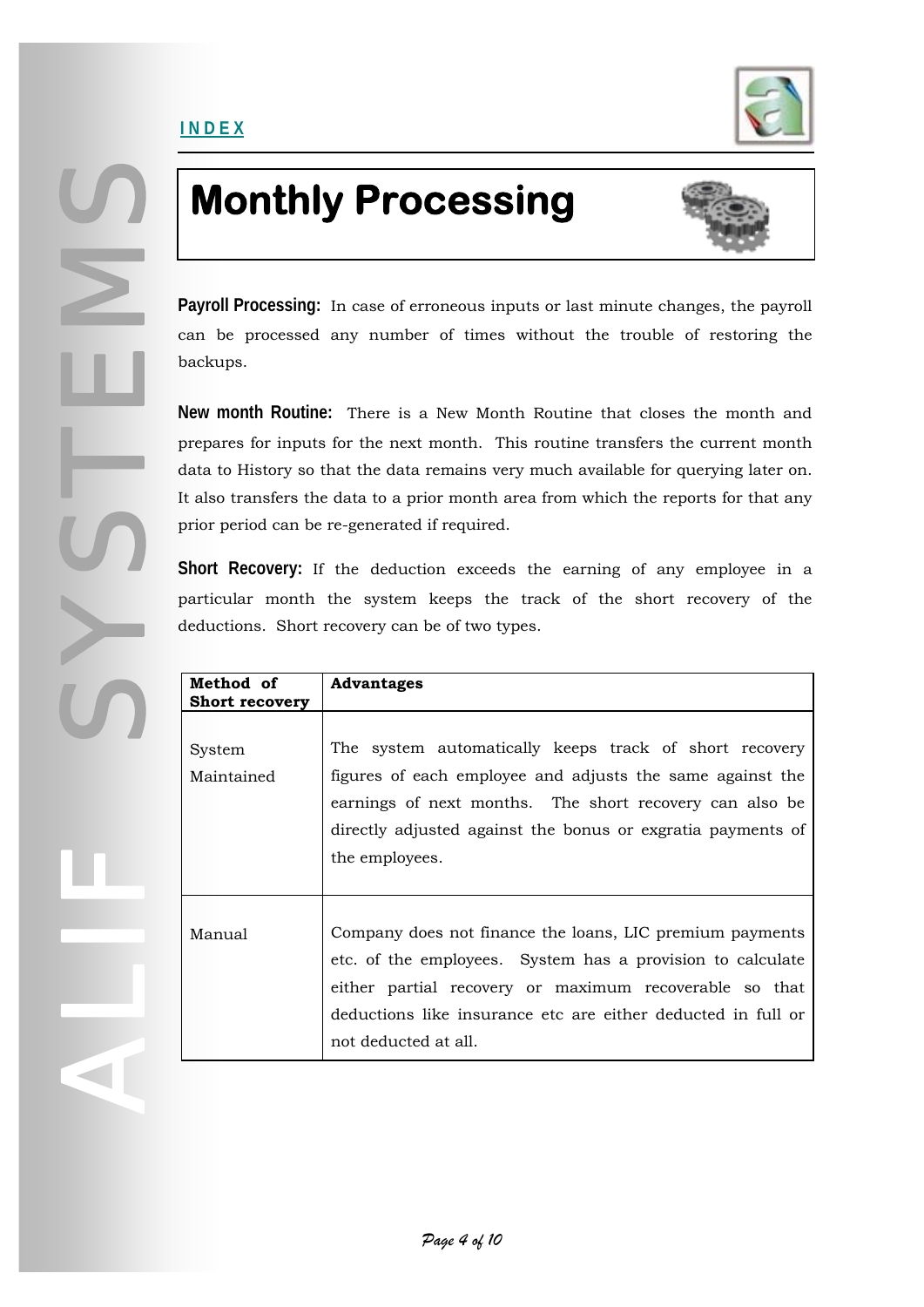# Monthly Processing

**Payroll Processing:** In case of erroneous inputs or last minute changes, the payroll can be processed any number of times without the trouble of restoring the backups.

**New month Routine:** There is a New Month Routine that closes the month and prepares for inputs for the next month. This routine transfers the current month data to History so that the data remains very much available for querying later on. It also transfers the data to a prior month area from which the reports for that any prior period can be re-generated if required.

**Short Recovery:** If the deduction exceeds the earning of any employee in a particular month the system keeps the track of the short recovery of the deductions. Short recovery can be of two types.

| Method of Short recovery | Advantages |
| --- | --- |
| System Maintained | The system automatically keeps track of short recovery figures of each employee and adjusts the same against the earnings of next months. The short recovery can also be directly adjusted against the bonus or exgratia payments of the employees. |
| Manual | Company does not finance the loans, LIC premium payments etc. of the employees. System has a provision to calculate either partial recovery or maximum recoverable so that deductions like insurance etc are either deducted in full or not deducted at all. |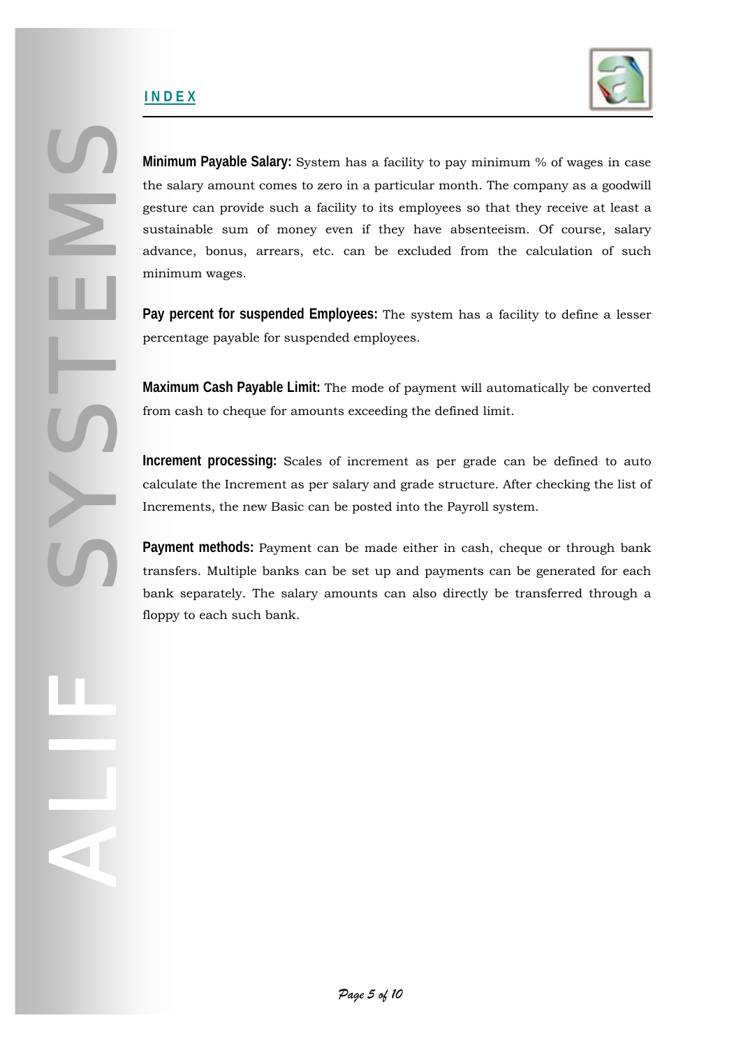**Minimum Payable Salary:** System has a facility to pay minimum % of wages in case the salary amount comes to zero in a particular month. The company as a goodwill gesture can provide such a facility to its employees so that they receive at least a sustainable sum of money even if they have absenteeism. Of course, salary advance, bonus, arrears, etc. can be excluded from the calculation of such minimum wages.

**Pay percent for suspended Employees:** The system has a facility to define a lesser percentage payable for suspended employees.

**Maximum Cash Payable Limit:** The mode of payment will automatically be converted from cash to cheque for amounts exceeding the defined limit.

**Increment processing:** Scales of increment as per grade can be defined to auto calculate the Increment as per salary and grade structure. After checking the list of Increments, the new Basic can be posted into the Payroll system.

**Payment methods:** Payment can be made either in cash, cheque or through bank transfers. Multiple banks can be set up and payments can be generated for each bank separately. The salary amounts can also directly be transferred through a floppy to each such bank.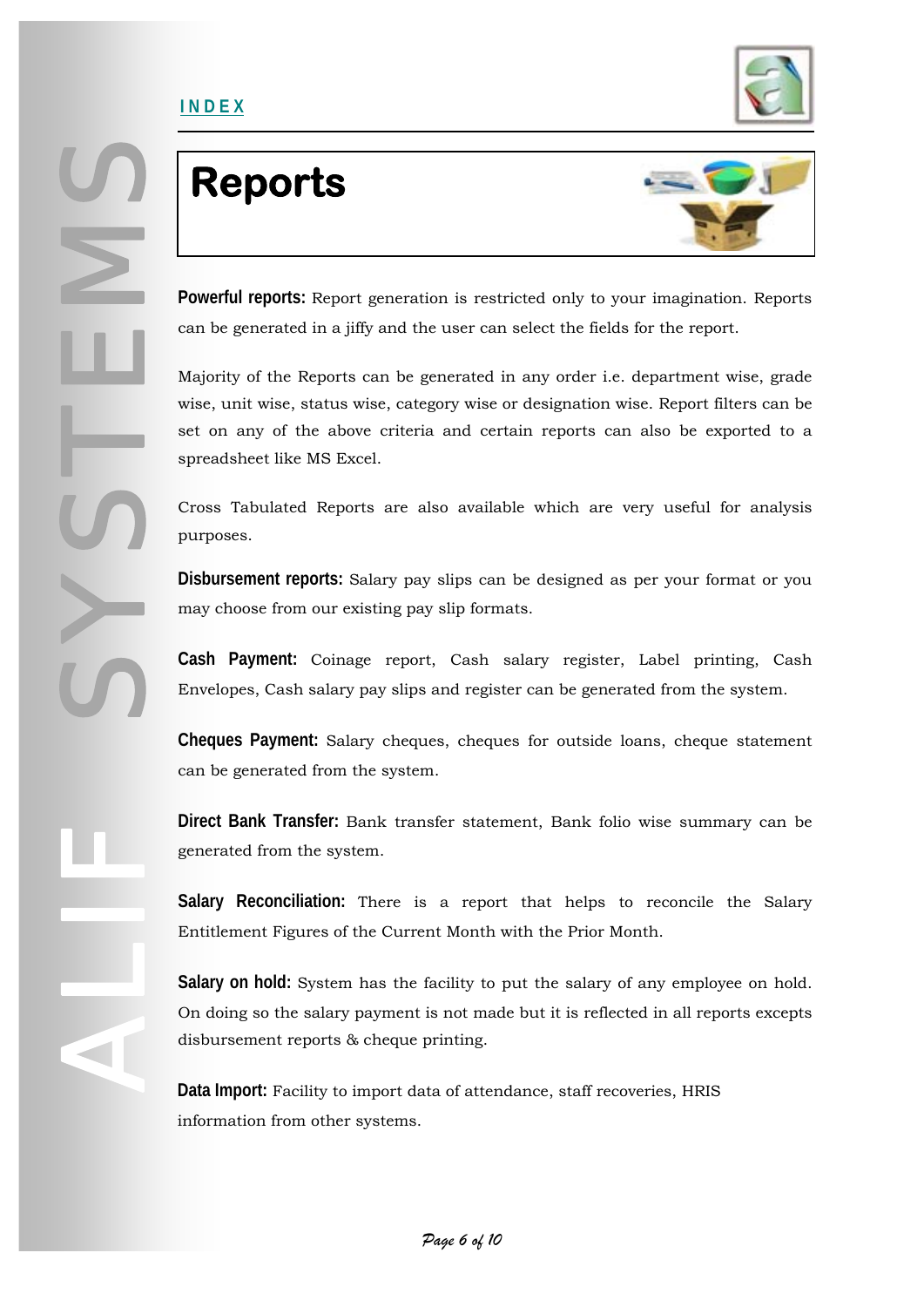INDEX

# Reports

**Powerful reports:** Report generation is restricted only to your imagination. Reports can be generated in a jiffy and the user can select the fields for the report.

Majority of the Reports can be generated in any order i.e. department wise, grade wise, unit wise, status wise, category wise or designation wise. Report filters can be set on any of the above criteria and certain reports can also be exported to a spreadsheet like MS Excel.

Cross Tabulated Reports are also available which are very useful for analysis purposes.

**Disbursement reports:** Salary pay slips can be designed as per your format or you may choose from our existing pay slip formats.

**Cash Payment:** Coinage report, Cash salary register, Label printing, Cash Envelopes, Cash salary pay slips and register can be generated from the system.

**Cheques Payment:** Salary cheques, cheques for outside loans, cheque statement can be generated from the system.

**Direct Bank Transfer:** Bank transfer statement, Bank folio wise summary can be generated from the system.

**Salary Reconciliation:** There is a report that helps to reconcile the Salary Entitlement Figures of the Current Month with the Prior Month.

**Salary on hold:** System has the facility to put the salary of any employee on hold. On doing so the salary payment is not made but it is reflected in all reports excepts disbursement reports & cheque printing.

**Data Import:** Facility to import data of attendance, staff recoveries, HRIS information from other systems.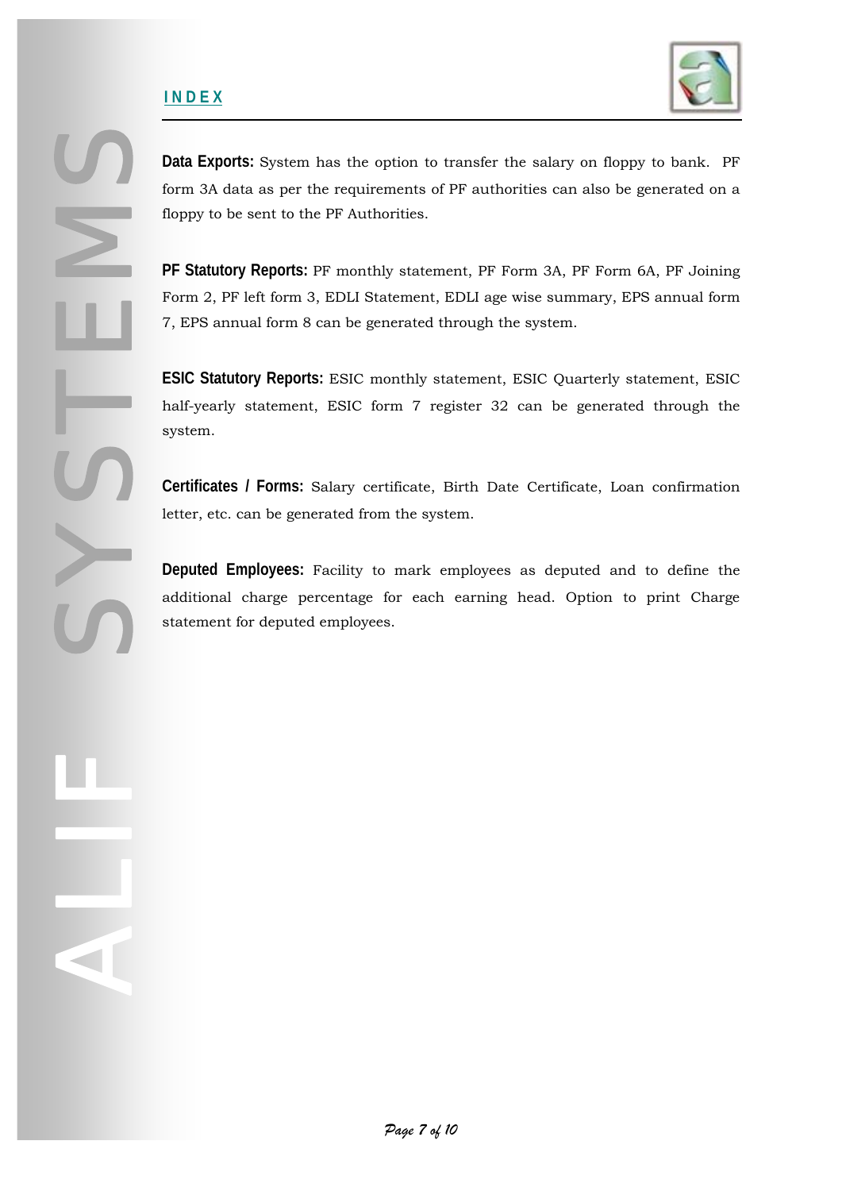**Data Exports:** System has the option to transfer the salary on floppy to bank. PF form 3A data as per the requirements of PF authorities can also be generated on a floppy to be sent to the PF Authorities.

**PF Statutory Reports:** PF monthly statement, PF Form 3A, PF Form 6A, PF Joining Form 2, PF left form 3, EDLI Statement, EDLI age wise summary, EPS annual form 7, EPS annual form 8 can be generated through the system.

**ESIC Statutory Reports:** ESIC monthly statement, ESIC Quarterly statement, ESIC half-yearly statement, ESIC form 7 register 32 can be generated through the system.

**Certificates / Forms:** Salary certificate, Birth Date Certificate, Loan confirmation letter, etc. can be generated from the system.

**Deputed Employees:** Facility to mark employees as deputed and to define the additional charge percentage for each earning head. Option to print Charge statement for deputed employees.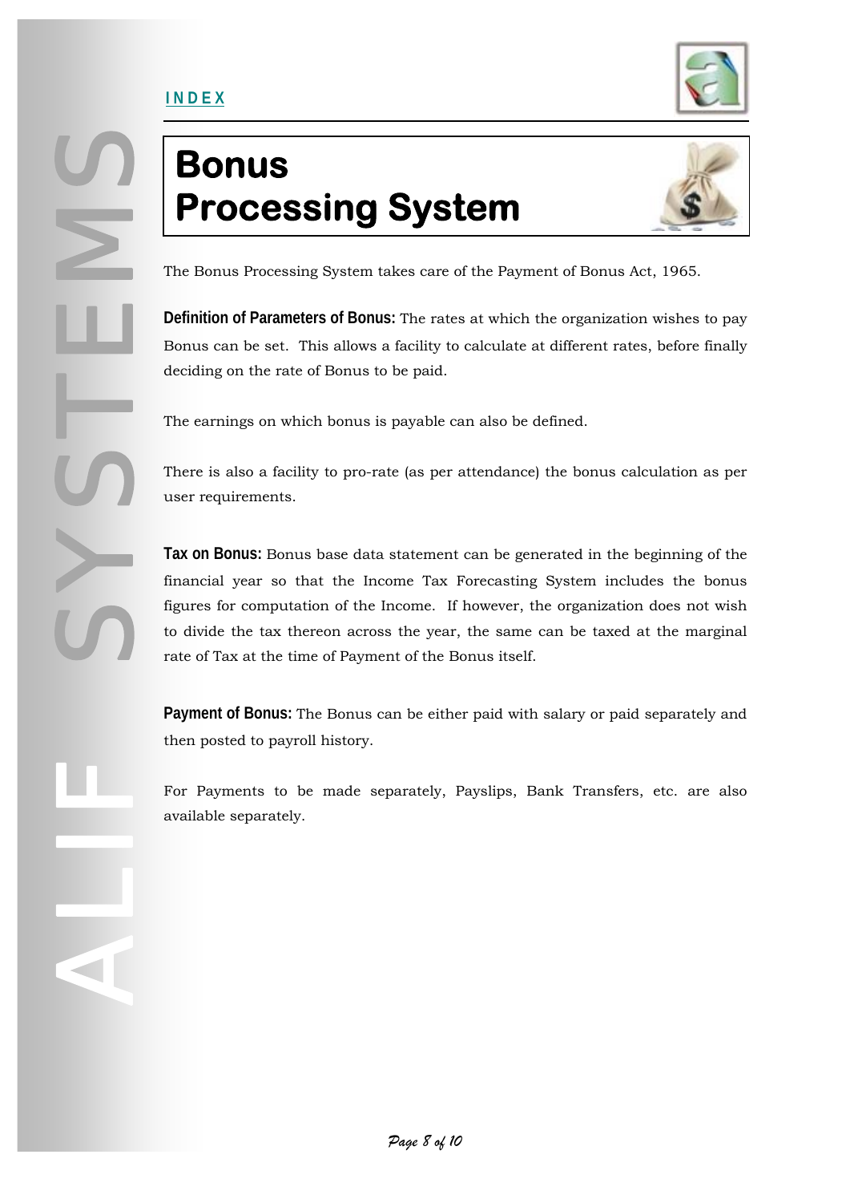# Bonus Processing System

The Bonus Processing System takes care of the Payment of Bonus Act, 1965.

**Definition of Parameters of Bonus:** The rates at which the organization wishes to pay Bonus can be set. This allows a facility to calculate at different rates, before finally deciding on the rate of Bonus to be paid.

The earnings on which bonus is payable can also be defined.

There is also a facility to pro-rate (as per attendance) the bonus calculation as per user requirements.

**Tax on Bonus:** Bonus base data statement can be generated in the beginning of the financial year so that the Income Tax Forecasting System includes the bonus figures for computation of the Income. If however, the organization does not wish to divide the tax thereon across the year, the same can be taxed at the marginal rate of Tax at the time of Payment of the Bonus itself.

**Payment of Bonus:** The Bonus can be either paid with salary or paid separately and then posted to payroll history.

For Payments to be made separately, Payslips, Bank Transfers, etc. are also available separately.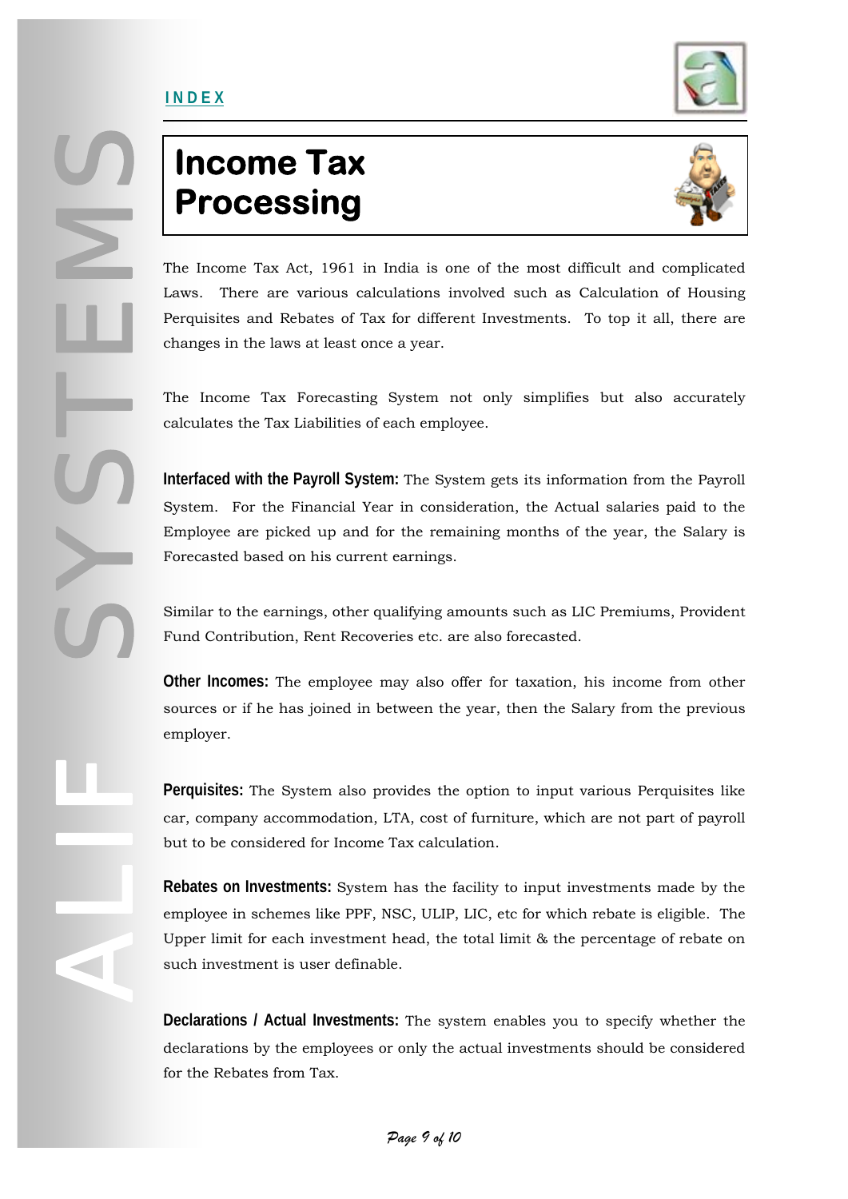# Income Tax Processing

The Income Tax Act, 1961 in India is one of the most difficult and complicated Laws. There are various calculations involved such as Calculation of Housing Perquisites and Rebates of Tax for different Investments. To top it all, there are changes in the laws at least once a year.

The Income Tax Forecasting System not only simplifies but also accurately calculates the Tax Liabilities of each employee.

**Interfaced with the Payroll System:** The System gets its information from the Payroll System. For the Financial Year in consideration, the Actual salaries paid to the Employee are picked up and for the remaining months of the year, the Salary is Forecasted based on his current earnings.

Similar to the earnings, other qualifying amounts such as LIC Premiums, Provident Fund Contribution, Rent Recoveries etc. are also forecasted.

**Other Incomes:** The employee may also offer for taxation, his income from other sources or if he has joined in between the year, then the Salary from the previous employer.

**Perquisites:** The System also provides the option to input various Perquisites like car, company accommodation, LTA, cost of furniture, which are not part of payroll but to be considered for Income Tax calculation.

**Rebates on Investments:** System has the facility to input investments made by the employee in schemes like PPF, NSC, ULIP, LIC, etc for which rebate is eligible. The Upper limit for each investment head, the total limit & the percentage of rebate on such investment is user definable.

**Declarations / Actual Investments:** The system enables you to specify whether the declarations by the employees or only the actual investments should be considered for the Rebates from Tax.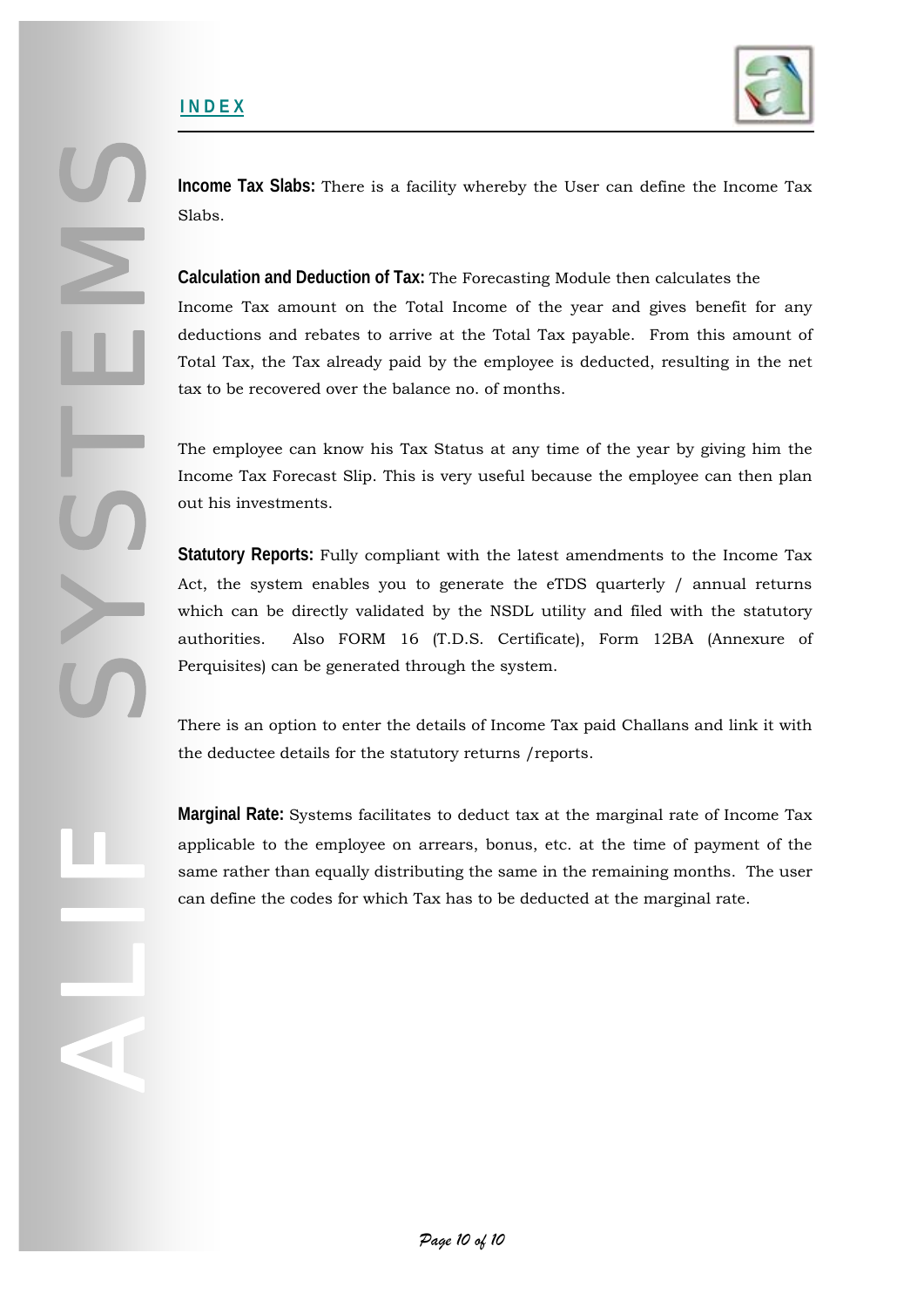**Income Tax Slabs:** There is a facility whereby the User can define the Income Tax Slabs.

**Calculation and Deduction of Tax:** The Forecasting Module then calculates the Income Tax amount on the Total Income of the year and gives benefit for any deductions and rebates to arrive at the Total Tax payable. From this amount of Total Tax, the Tax already paid by the employee is deducted, resulting in the net tax to be recovered over the balance no. of months.

The employee can know his Tax Status at any time of the year by giving him the Income Tax Forecast Slip. This is very useful because the employee can then plan out his investments.

**Statutory Reports:** Fully compliant with the latest amendments to the Income Tax Act, the system enables you to generate the eTDS quarterly / annual returns which can be directly validated by the NSDL utility and filed with the statutory authorities. Also FORM 16 (T.D.S. Certificate), Form 12BA (Annexure of Perquisites) can be generated through the system.

There is an option to enter the details of Income Tax paid Challans and link it with the deductee details for the statutory returns /reports.

**Marginal Rate:** Systems facilitates to deduct tax at the marginal rate of Income Tax applicable to the employee on arrears, bonus, etc. at the time of payment of the same rather than equally distributing the same in the remaining months. The user can define the codes for which Tax has to be deducted at the marginal rate.